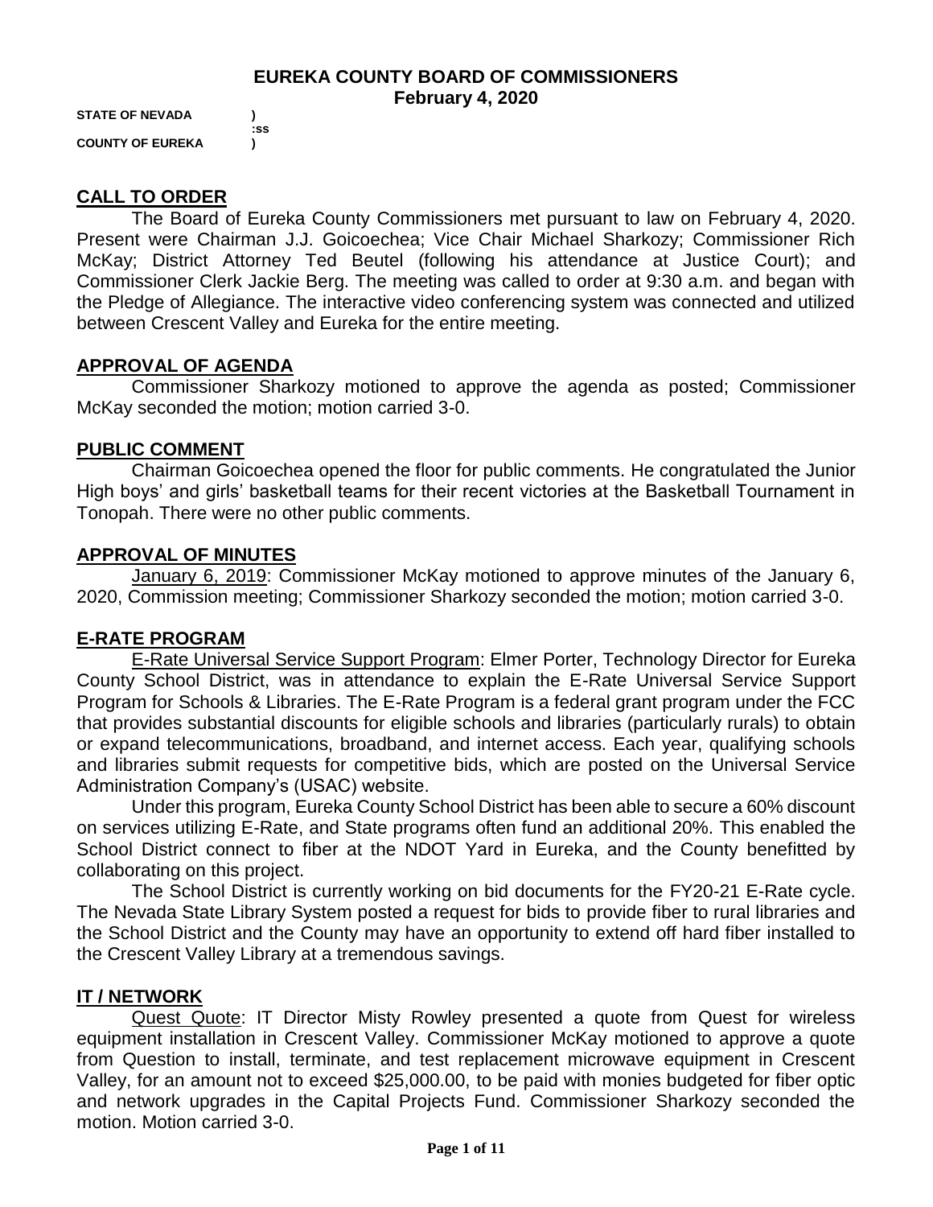# EUREKA COUNTY BOARD OF COMMISSIONERS
## February 4, 2020

**STATE OF NEVADA )**
**:ss**
**COUNTY OF EUREKA )**

## CALL TO ORDER

The Board of Eureka County Commissioners met pursuant to law on February 4, 2020. Present were Chairman J.J. Goicoechea; Vice Chair Michael Sharkozy; Commissioner Rich McKay; District Attorney Ted Beutel (following his attendance at Justice Court); and Commissioner Clerk Jackie Berg. The meeting was called to order at 9:30 a.m. and began with the Pledge of Allegiance. The interactive video conferencing system was connected and utilized between Crescent Valley and Eureka for the entire meeting.

## APPROVAL OF AGENDA

Commissioner Sharkozy motioned to approve the agenda as posted; Commissioner McKay seconded the motion; motion carried 3-0.

## PUBLIC COMMENT

Chairman Goicoechea opened the floor for public comments. He congratulated the Junior High boys' and girls' basketball teams for their recent victories at the Basketball Tournament in Tonopah. There were no other public comments.

## APPROVAL OF MINUTES

January 6, 2019: Commissioner McKay motioned to approve minutes of the January 6, 2020, Commission meeting; Commissioner Sharkozy seconded the motion; motion carried 3-0.

## E-RATE PROGRAM

E-Rate Universal Service Support Program: Elmer Porter, Technology Director for Eureka County School District, was in attendance to explain the E-Rate Universal Service Support Program for Schools & Libraries. The E-Rate Program is a federal grant program under the FCC that provides substantial discounts for eligible schools and libraries (particularly rurals) to obtain or expand telecommunications, broadband, and internet access. Each year, qualifying schools and libraries submit requests for competitive bids, which are posted on the Universal Service Administration Company's (USAC) website.

Under this program, Eureka County School District has been able to secure a 60% discount on services utilizing E-Rate, and State programs often fund an additional 20%. This enabled the School District connect to fiber at the NDOT Yard in Eureka, and the County benefitted by collaborating on this project.

The School District is currently working on bid documents for the FY20-21 E-Rate cycle. The Nevada State Library System posted a request for bids to provide fiber to rural libraries and the School District and the County may have an opportunity to extend off hard fiber installed to the Crescent Valley Library at a tremendous savings.

## IT / NETWORK

Quest Quote: IT Director Misty Rowley presented a quote from Quest for wireless equipment installation in Crescent Valley. Commissioner McKay motioned to approve a quote from Question to install, terminate, and test replacement microwave equipment in Crescent Valley, for an amount not to exceed $25,000.00, to be paid with monies budgeted for fiber optic and network upgrades in the Capital Projects Fund. Commissioner Sharkozy seconded the motion. Motion carried 3-0.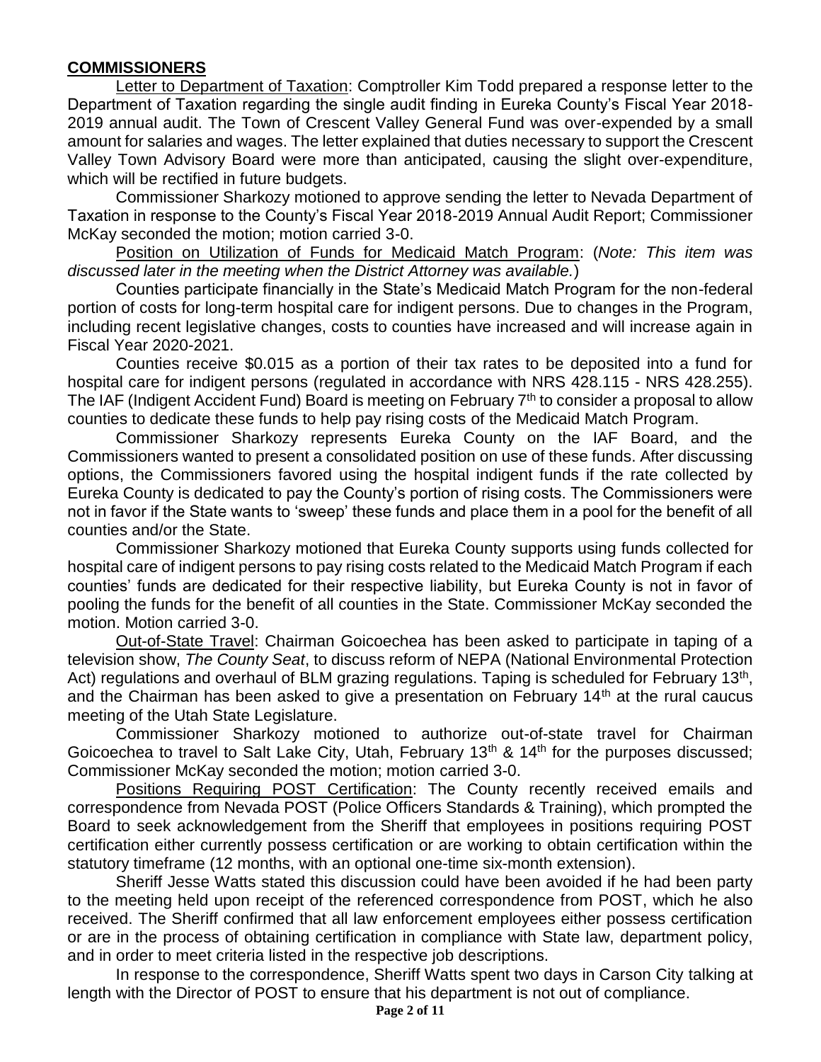## COMMISSIONERS

Letter to Department of Taxation: Comptroller Kim Todd prepared a response letter to the Department of Taxation regarding the single audit finding in Eureka County's Fiscal Year 2018-2019 annual audit. The Town of Crescent Valley General Fund was over-expended by a small amount for salaries and wages. The letter explained that duties necessary to support the Crescent Valley Town Advisory Board were more than anticipated, causing the slight over-expenditure, which will be rectified in future budgets.

Commissioner Sharkozy motioned to approve sending the letter to Nevada Department of Taxation in response to the County's Fiscal Year 2018-2019 Annual Audit Report; Commissioner McKay seconded the motion; motion carried 3-0.

Position on Utilization of Funds for Medicaid Match Program: (*Note: This item was discussed later in the meeting when the District Attorney was available.*)

Counties participate financially in the State's Medicaid Match Program for the non-federal portion of costs for long-term hospital care for indigent persons. Due to changes in the Program, including recent legislative changes, costs to counties have increased and will increase again in Fiscal Year 2020-2021.

Counties receive \$0.015 as a portion of their tax rates to be deposited into a fund for hospital care for indigent persons (regulated in accordance with NRS 428.115 - NRS 428.255). The IAF (Indigent Accident Fund) Board is meeting on February 7th to consider a proposal to allow counties to dedicate these funds to help pay rising costs of the Medicaid Match Program.

Commissioner Sharkozy represents Eureka County on the IAF Board, and the Commissioners wanted to present a consolidated position on use of these funds. After discussing options, the Commissioners favored using the hospital indigent funds if the rate collected by Eureka County is dedicated to pay the County's portion of rising costs. The Commissioners were not in favor if the State wants to 'sweep' these funds and place them in a pool for the benefit of all counties and/or the State.

Commissioner Sharkozy motioned that Eureka County supports using funds collected for hospital care of indigent persons to pay rising costs related to the Medicaid Match Program if each counties' funds are dedicated for their respective liability, but Eureka County is not in favor of pooling the funds for the benefit of all counties in the State. Commissioner McKay seconded the motion. Motion carried 3-0.

Out-of-State Travel: Chairman Goicoechea has been asked to participate in taping of a television show, *The County Seat*, to discuss reform of NEPA (National Environmental Protection Act) regulations and overhaul of BLM grazing regulations. Taping is scheduled for February 13th, and the Chairman has been asked to give a presentation on February 14th at the rural caucus meeting of the Utah State Legislature.

Commissioner Sharkozy motioned to authorize out-of-state travel for Chairman Goicoechea to travel to Salt Lake City, Utah, February 13th & 14th for the purposes discussed; Commissioner McKay seconded the motion; motion carried 3-0.

Positions Requiring POST Certification: The County recently received emails and correspondence from Nevada POST (Police Officers Standards & Training), which prompted the Board to seek acknowledgement from the Sheriff that employees in positions requiring POST certification either currently possess certification or are working to obtain certification within the statutory timeframe (12 months, with an optional one-time six-month extension).

Sheriff Jesse Watts stated this discussion could have been avoided if he had been party to the meeting held upon receipt of the referenced correspondence from POST, which he also received. The Sheriff confirmed that all law enforcement employees either possess certification or are in the process of obtaining certification in compliance with State law, department policy, and in order to meet criteria listed in the respective job descriptions.

In response to the correspondence, Sheriff Watts spent two days in Carson City talking at length with the Director of POST to ensure that his department is not out of compliance.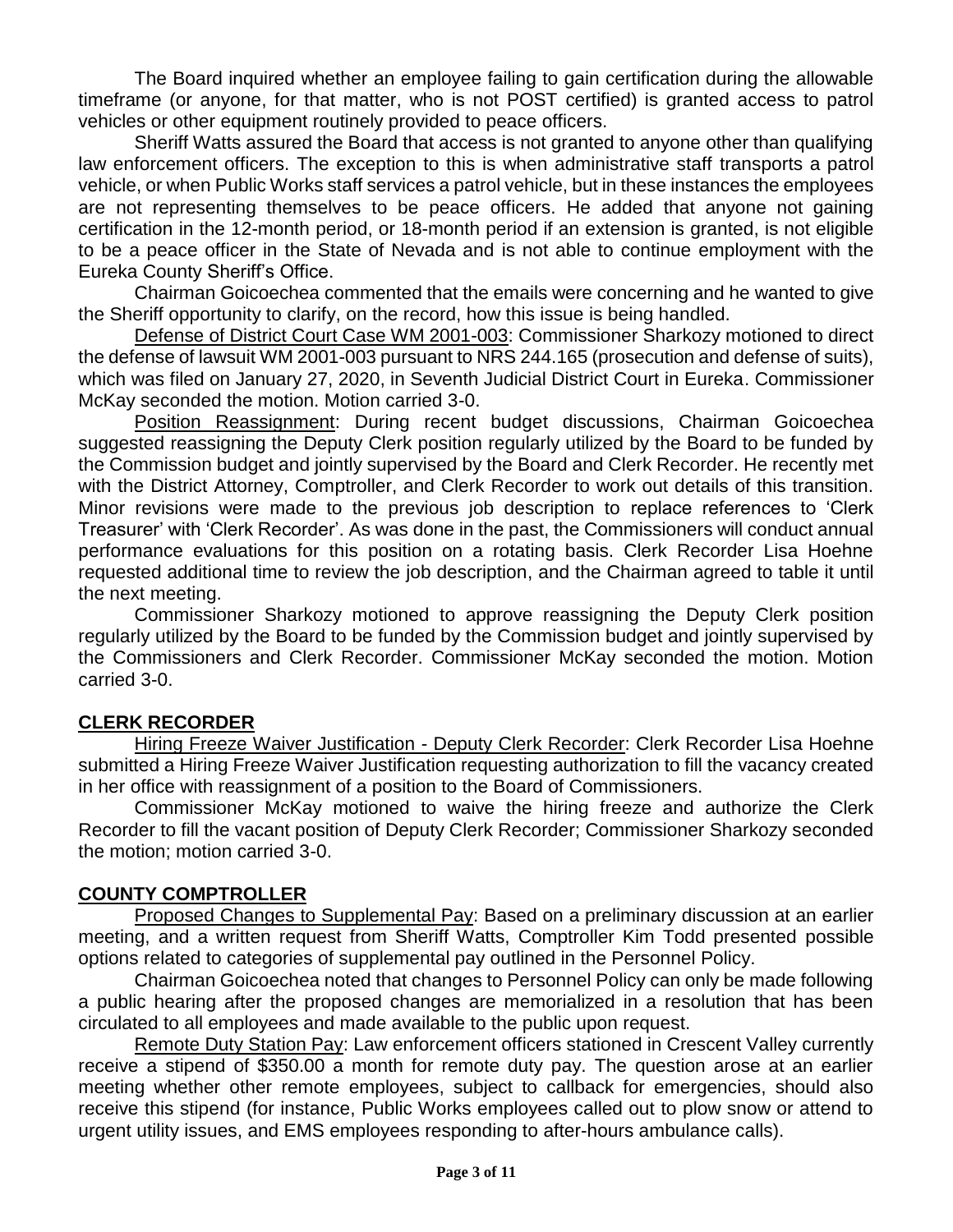The Board inquired whether an employee failing to gain certification during the allowable timeframe (or anyone, for that matter, who is not POST certified) is granted access to patrol vehicles or other equipment routinely provided to peace officers.

Sheriff Watts assured the Board that access is not granted to anyone other than qualifying law enforcement officers. The exception to this is when administrative staff transports a patrol vehicle, or when Public Works staff services a patrol vehicle, but in these instances the employees are not representing themselves to be peace officers. He added that anyone not gaining certification in the 12-month period, or 18-month period if an extension is granted, is not eligible to be a peace officer in the State of Nevada and is not able to continue employment with the Eureka County Sheriff's Office.

Chairman Goicoechea commented that the emails were concerning and he wanted to give the Sheriff opportunity to clarify, on the record, how this issue is being handled.

Defense of District Court Case WM 2001-003: Commissioner Sharkozy motioned to direct the defense of lawsuit WM 2001-003 pursuant to NRS 244.165 (prosecution and defense of suits), which was filed on January 27, 2020, in Seventh Judicial District Court in Eureka. Commissioner McKay seconded the motion. Motion carried 3-0.

Position Reassignment: During recent budget discussions, Chairman Goicoechea suggested reassigning the Deputy Clerk position regularly utilized by the Board to be funded by the Commission budget and jointly supervised by the Board and Clerk Recorder. He recently met with the District Attorney, Comptroller, and Clerk Recorder to work out details of this transition. Minor revisions were made to the previous job description to replace references to 'Clerk Treasurer' with 'Clerk Recorder'. As was done in the past, the Commissioners will conduct annual performance evaluations for this position on a rotating basis. Clerk Recorder Lisa Hoehne requested additional time to review the job description, and the Chairman agreed to table it until the next meeting.

Commissioner Sharkozy motioned to approve reassigning the Deputy Clerk position regularly utilized by the Board to be funded by the Commission budget and jointly supervised by the Commissioners and Clerk Recorder. Commissioner McKay seconded the motion. Motion carried 3-0.

## CLERK RECORDER

Hiring Freeze Waiver Justification - Deputy Clerk Recorder: Clerk Recorder Lisa Hoehne submitted a Hiring Freeze Waiver Justification requesting authorization to fill the vacancy created in her office with reassignment of a position to the Board of Commissioners.

Commissioner McKay motioned to waive the hiring freeze and authorize the Clerk Recorder to fill the vacant position of Deputy Clerk Recorder; Commissioner Sharkozy seconded the motion; motion carried 3-0.

## COUNTY COMPTROLLER

Proposed Changes to Supplemental Pay: Based on a preliminary discussion at an earlier meeting, and a written request from Sheriff Watts, Comptroller Kim Todd presented possible options related to categories of supplemental pay outlined in the Personnel Policy.

Chairman Goicoechea noted that changes to Personnel Policy can only be made following a public hearing after the proposed changes are memorialized in a resolution that has been circulated to all employees and made available to the public upon request.

Remote Duty Station Pay: Law enforcement officers stationed in Crescent Valley currently receive a stipend of $350.00 a month for remote duty pay. The question arose at an earlier meeting whether other remote employees, subject to callback for emergencies, should also receive this stipend (for instance, Public Works employees called out to plow snow or attend to urgent utility issues, and EMS employees responding to after-hours ambulance calls).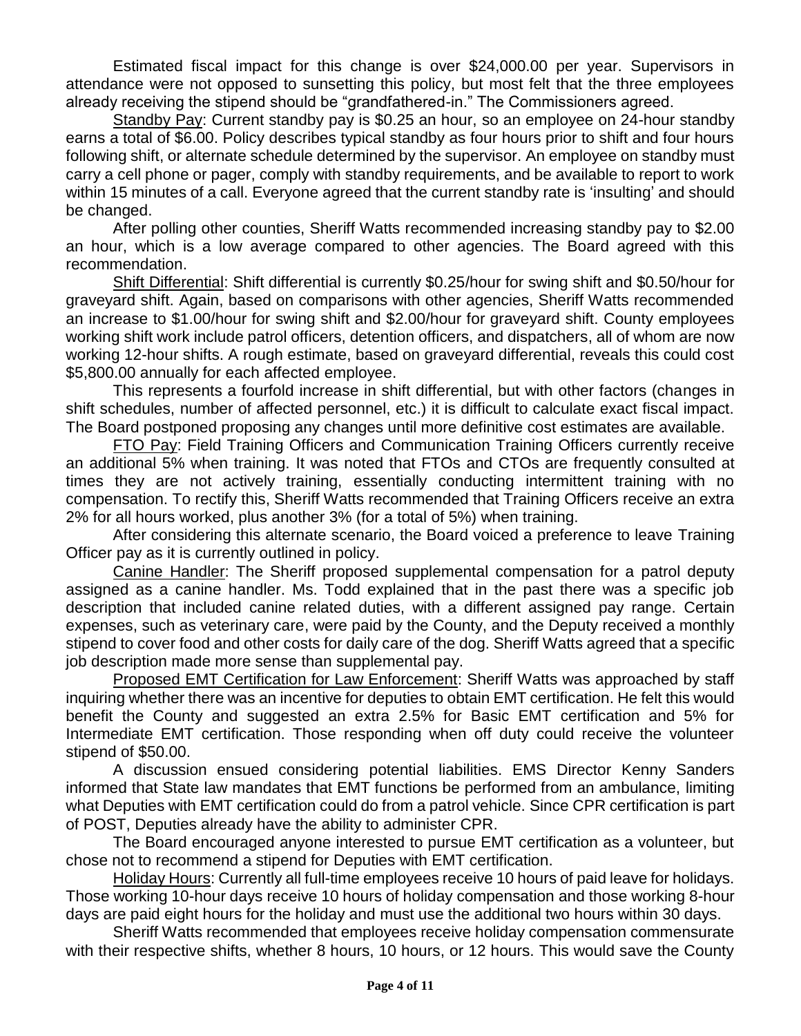Estimated fiscal impact for this change is over $24,000.00 per year. Supervisors in attendance were not opposed to sunsetting this policy, but most felt that the three employees already receiving the stipend should be "grandfathered-in." The Commissioners agreed.

<u>Standby Pay</u>: Current standby pay is $0.25 an hour, so an employee on 24-hour standby earns a total of $6.00. Policy describes typical standby as four hours prior to shift and four hours following shift, or alternate schedule determined by the supervisor. An employee on standby must carry a cell phone or pager, comply with standby requirements, and be available to report to work within 15 minutes of a call. Everyone agreed that the current standby rate is 'insulting' and should be changed.

After polling other counties, Sheriff Watts recommended increasing standby pay to $2.00 an hour, which is a low average compared to other agencies. The Board agreed with this recommendation.

<u>Shift Differential</u>: Shift differential is currently $0.25/hour for swing shift and $0.50/hour for graveyard shift. Again, based on comparisons with other agencies, Sheriff Watts recommended an increase to $1.00/hour for swing shift and $2.00/hour for graveyard shift. County employees working shift work include patrol officers, detention officers, and dispatchers, all of whom are now working 12-hour shifts. A rough estimate, based on graveyard differential, reveals this could cost $5,800.00 annually for each affected employee.

This represents a fourfold increase in shift differential, but with other factors (changes in shift schedules, number of affected personnel, etc.) it is difficult to calculate exact fiscal impact. The Board postponed proposing any changes until more definitive cost estimates are available.

<u>FTO Pay</u>: Field Training Officers and Communication Training Officers currently receive an additional 5% when training. It was noted that FTOs and CTOs are frequently consulted at times they are not actively training, essentially conducting intermittent training with no compensation. To rectify this, Sheriff Watts recommended that Training Officers receive an extra 2% for all hours worked, plus another 3% (for a total of 5%) when training.

After considering this alternate scenario, the Board voiced a preference to leave Training Officer pay as it is currently outlined in policy.

<u>Canine Handler</u>: The Sheriff proposed supplemental compensation for a patrol deputy assigned as a canine handler. Ms. Todd explained that in the past there was a specific job description that included canine related duties, with a different assigned pay range. Certain expenses, such as veterinary care, were paid by the County, and the Deputy received a monthly stipend to cover food and other costs for daily care of the dog. Sheriff Watts agreed that a specific job description made more sense than supplemental pay.

<u>Proposed EMT Certification for Law Enforcement</u>: Sheriff Watts was approached by staff inquiring whether there was an incentive for deputies to obtain EMT certification. He felt this would benefit the County and suggested an extra 2.5% for Basic EMT certification and 5% for Intermediate EMT certification. Those responding when off duty could receive the volunteer stipend of $50.00.

A discussion ensued considering potential liabilities. EMS Director Kenny Sanders informed that State law mandates that EMT functions be performed from an ambulance, limiting what Deputies with EMT certification could do from a patrol vehicle. Since CPR certification is part of POST, Deputies already have the ability to administer CPR.

The Board encouraged anyone interested to pursue EMT certification as a volunteer, but chose not to recommend a stipend for Deputies with EMT certification.

<u>Holiday Hours</u>: Currently all full-time employees receive 10 hours of paid leave for holidays. Those working 10-hour days receive 10 hours of holiday compensation and those working 8-hour days are paid eight hours for the holiday and must use the additional two hours within 30 days.

Sheriff Watts recommended that employees receive holiday compensation commensurate with their respective shifts, whether 8 hours, 10 hours, or 12 hours. This would save the County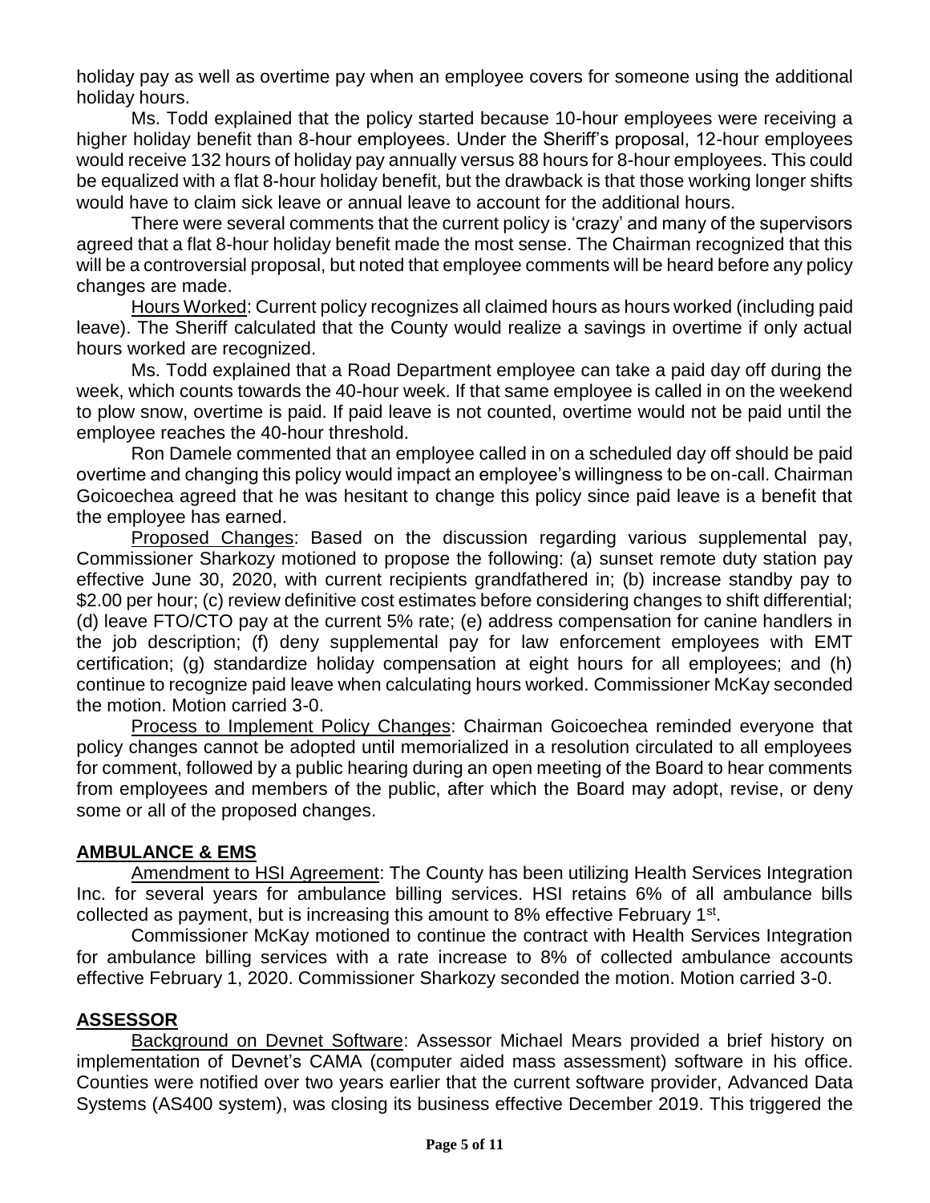holiday pay as well as overtime pay when an employee covers for someone using the additional holiday hours.

Ms. Todd explained that the policy started because 10-hour employees were receiving a higher holiday benefit than 8-hour employees. Under the Sheriff's proposal, 12-hour employees would receive 132 hours of holiday pay annually versus 88 hours for 8-hour employees. This could be equalized with a flat 8-hour holiday benefit, but the drawback is that those working longer shifts would have to claim sick leave or annual leave to account for the additional hours.

There were several comments that the current policy is 'crazy' and many of the supervisors agreed that a flat 8-hour holiday benefit made the most sense. The Chairman recognized that this will be a controversial proposal, but noted that employee comments will be heard before any policy changes are made.

Hours Worked: Current policy recognizes all claimed hours as hours worked (including paid leave). The Sheriff calculated that the County would realize a savings in overtime if only actual hours worked are recognized.

Ms. Todd explained that a Road Department employee can take a paid day off during the week, which counts towards the 40-hour week. If that same employee is called in on the weekend to plow snow, overtime is paid. If paid leave is not counted, overtime would not be paid until the employee reaches the 40-hour threshold.

Ron Damele commented that an employee called in on a scheduled day off should be paid overtime and changing this policy would impact an employee's willingness to be on-call. Chairman Goicoechea agreed that he was hesitant to change this policy since paid leave is a benefit that the employee has earned.

Proposed Changes: Based on the discussion regarding various supplemental pay, Commissioner Sharkozy motioned to propose the following: (a) sunset remote duty station pay effective June 30, 2020, with current recipients grandfathered in; (b) increase standby pay to \$2.00 per hour; (c) review definitive cost estimates before considering changes to shift differential; (d) leave FTO/CTO pay at the current 5% rate; (e) address compensation for canine handlers in the job description; (f) deny supplemental pay for law enforcement employees with EMT certification; (g) standardize holiday compensation at eight hours for all employees; and (h) continue to recognize paid leave when calculating hours worked. Commissioner McKay seconded the motion. Motion carried 3-0.

Process to Implement Policy Changes: Chairman Goicoechea reminded everyone that policy changes cannot be adopted until memorialized in a resolution circulated to all employees for comment, followed by a public hearing during an open meeting of the Board to hear comments from employees and members of the public, after which the Board may adopt, revise, or deny some or all of the proposed changes.

## AMBULANCE & EMS

Amendment to HSI Agreement: The County has been utilizing Health Services Integration Inc. for several years for ambulance billing services. HSI retains 6% of all ambulance bills collected as payment, but is increasing this amount to 8% effective February 1st.

Commissioner McKay motioned to continue the contract with Health Services Integration for ambulance billing services with a rate increase to 8% of collected ambulance accounts effective February 1, 2020. Commissioner Sharkozy seconded the motion. Motion carried 3-0.

## ASSESSOR

Background on Devnet Software: Assessor Michael Mears provided a brief history on implementation of Devnet's CAMA (computer aided mass assessment) software in his office. Counties were notified over two years earlier that the current software provider, Advanced Data Systems (AS400 system), was closing its business effective December 2019. This triggered the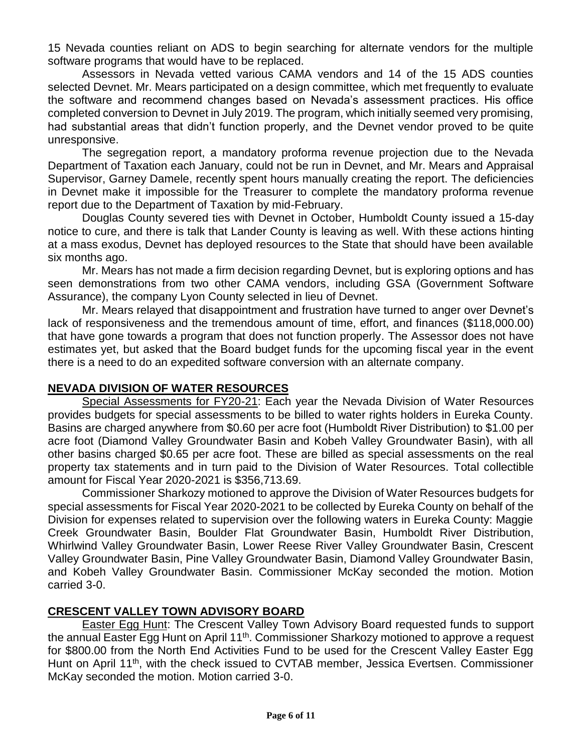15 Nevada counties reliant on ADS to begin searching for alternate vendors for the multiple software programs that would have to be replaced.

Assessors in Nevada vetted various CAMA vendors and 14 of the 15 ADS counties selected Devnet. Mr. Mears participated on a design committee, which met frequently to evaluate the software and recommend changes based on Nevada's assessment practices. His office completed conversion to Devnet in July 2019. The program, which initially seemed very promising, had substantial areas that didn't function properly, and the Devnet vendor proved to be quite unresponsive.

The segregation report, a mandatory proforma revenue projection due to the Nevada Department of Taxation each January, could not be run in Devnet, and Mr. Mears and Appraisal Supervisor, Garney Damele, recently spent hours manually creating the report. The deficiencies in Devnet make it impossible for the Treasurer to complete the mandatory proforma revenue report due to the Department of Taxation by mid-February.

Douglas County severed ties with Devnet in October, Humboldt County issued a 15-day notice to cure, and there is talk that Lander County is leaving as well. With these actions hinting at a mass exodus, Devnet has deployed resources to the State that should have been available six months ago.

Mr. Mears has not made a firm decision regarding Devnet, but is exploring options and has seen demonstrations from two other CAMA vendors, including GSA (Government Software Assurance), the company Lyon County selected in lieu of Devnet.

Mr. Mears relayed that disappointment and frustration have turned to anger over Devnet's lack of responsiveness and the tremendous amount of time, effort, and finances ($118,000.00) that have gone towards a program that does not function properly. The Assessor does not have estimates yet, but asked that the Board budget funds for the upcoming fiscal year in the event there is a need to do an expedited software conversion with an alternate company.

## NEVADA DIVISION OF WATER RESOURCES

Special Assessments for FY20-21: Each year the Nevada Division of Water Resources provides budgets for special assessments to be billed to water rights holders in Eureka County. Basins are charged anywhere from $0.60 per acre foot (Humboldt River Distribution) to $1.00 per acre foot (Diamond Valley Groundwater Basin and Kobeh Valley Groundwater Basin), with all other basins charged $0.65 per acre foot. These are billed as special assessments on the real property tax statements and in turn paid to the Division of Water Resources. Total collectible amount for Fiscal Year 2020-2021 is $356,713.69.

Commissioner Sharkozy motioned to approve the Division of Water Resources budgets for special assessments for Fiscal Year 2020-2021 to be collected by Eureka County on behalf of the Division for expenses related to supervision over the following waters in Eureka County: Maggie Creek Groundwater Basin, Boulder Flat Groundwater Basin, Humboldt River Distribution, Whirlwind Valley Groundwater Basin, Lower Reese River Valley Groundwater Basin, Crescent Valley Groundwater Basin, Pine Valley Groundwater Basin, Diamond Valley Groundwater Basin, and Kobeh Valley Groundwater Basin. Commissioner McKay seconded the motion. Motion carried 3-0.

## CRESCENT VALLEY TOWN ADVISORY BOARD

Easter Egg Hunt: The Crescent Valley Town Advisory Board requested funds to support the annual Easter Egg Hunt on April 11th. Commissioner Sharkozy motioned to approve a request for $800.00 from the North End Activities Fund to be used for the Crescent Valley Easter Egg Hunt on April 11th, with the check issued to CVTAB member, Jessica Evertsen. Commissioner McKay seconded the motion. Motion carried 3-0.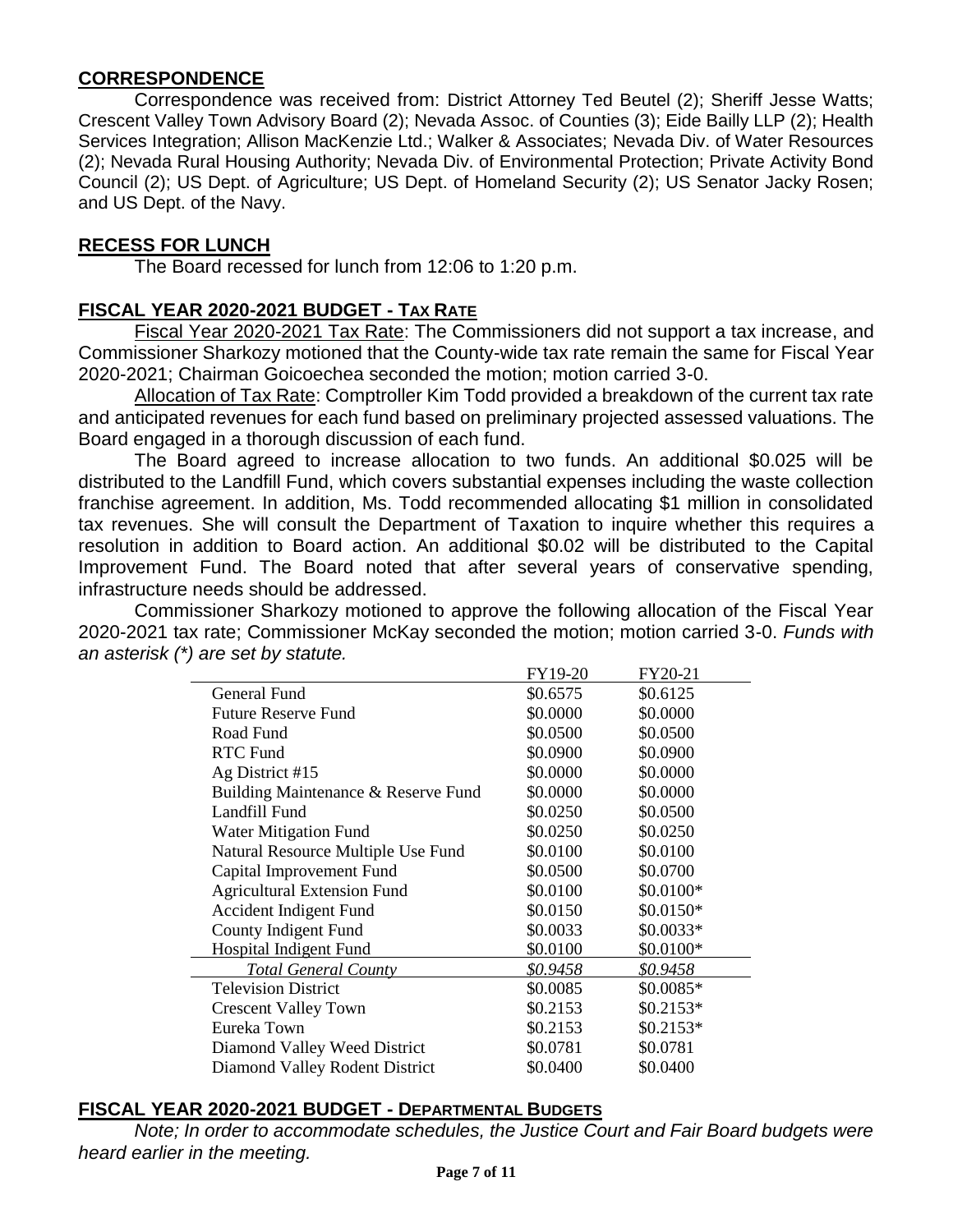## CORRESPONDENCE

Correspondence was received from: District Attorney Ted Beutel (2); Sheriff Jesse Watts; Crescent Valley Town Advisory Board (2); Nevada Assoc. of Counties (3); Eide Bailly LLP (2); Health Services Integration; Allison MacKenzie Ltd.; Walker & Associates; Nevada Div. of Water Resources (2); Nevada Rural Housing Authority; Nevada Div. of Environmental Protection; Private Activity Bond Council (2); US Dept. of Agriculture; US Dept. of Homeland Security (2); US Senator Jacky Rosen; and US Dept. of the Navy.

## RECESS FOR LUNCH

The Board recessed for lunch from 12:06 to 1:20 p.m.

## FISCAL YEAR 2020-2021 BUDGET - TAX RATE

Fiscal Year 2020-2021 Tax Rate: The Commissioners did not support a tax increase, and Commissioner Sharkozy motioned that the County-wide tax rate remain the same for Fiscal Year 2020-2021; Chairman Goicoechea seconded the motion; motion carried 3-0.

Allocation of Tax Rate: Comptroller Kim Todd provided a breakdown of the current tax rate and anticipated revenues for each fund based on preliminary projected assessed valuations. The Board engaged in a thorough discussion of each fund.

The Board agreed to increase allocation to two funds. An additional $0.025 will be distributed to the Landfill Fund, which covers substantial expenses including the waste collection franchise agreement. In addition, Ms. Todd recommended allocating $1 million in consolidated tax revenues. She will consult the Department of Taxation to inquire whether this requires a resolution in addition to Board action. An additional $0.02 will be distributed to the Capital Improvement Fund. The Board noted that after several years of conservative spending, infrastructure needs should be addressed.

Commissioner Sharkozy motioned to approve the following allocation of the Fiscal Year 2020-2021 tax rate; Commissioner McKay seconded the motion; motion carried 3-0. *Funds with an asterisk (*) are set by statute.*

| | FY19-20 | FY20-21 |
|---|---|---|
| General Fund | $0.6575 | $0.6125 |
| Future Reserve Fund | $0.0000 | $0.0000 |
| Road Fund | $0.0500 | $0.0500 |
| RTC Fund | $0.0900 | $0.0900 |
| Ag District #15 | $0.0000 | $0.0000 |
| Building Maintenance & Reserve Fund | $0.0000 | $0.0000 |
| Landfill Fund | $0.0250 | $0.0500 |
| Water Mitigation Fund | $0.0250 | $0.0250 |
| Natural Resource Multiple Use Fund | $0.0100 | $0.0100 |
| Capital Improvement Fund | $0.0500 | $0.0700 |
| Agricultural Extension Fund | $0.0100 | $0.0100* |
| Accident Indigent Fund | $0.0150 | $0.0150* |
| County Indigent Fund | $0.0033 | $0.0033* |
| Hospital Indigent Fund | $0.0100 | $0.0100* |
| *Total General County* | *$0.9458* | *$0.9458* |
| Television District | $0.0085 | $0.0085* |
| Crescent Valley Town | $0.2153 | $0.2153* |
| Eureka Town | $0.2153 | $0.2153* |
| Diamond Valley Weed District | $0.0781 | $0.0781 |
| Diamond Valley Rodent District | $0.0400 | $0.0400 |

## FISCAL YEAR 2020-2021 BUDGET - DEPARTMENTAL BUDGETS

*Note; In order to accommodate schedules, the Justice Court and Fair Board budgets were heard earlier in the meeting.*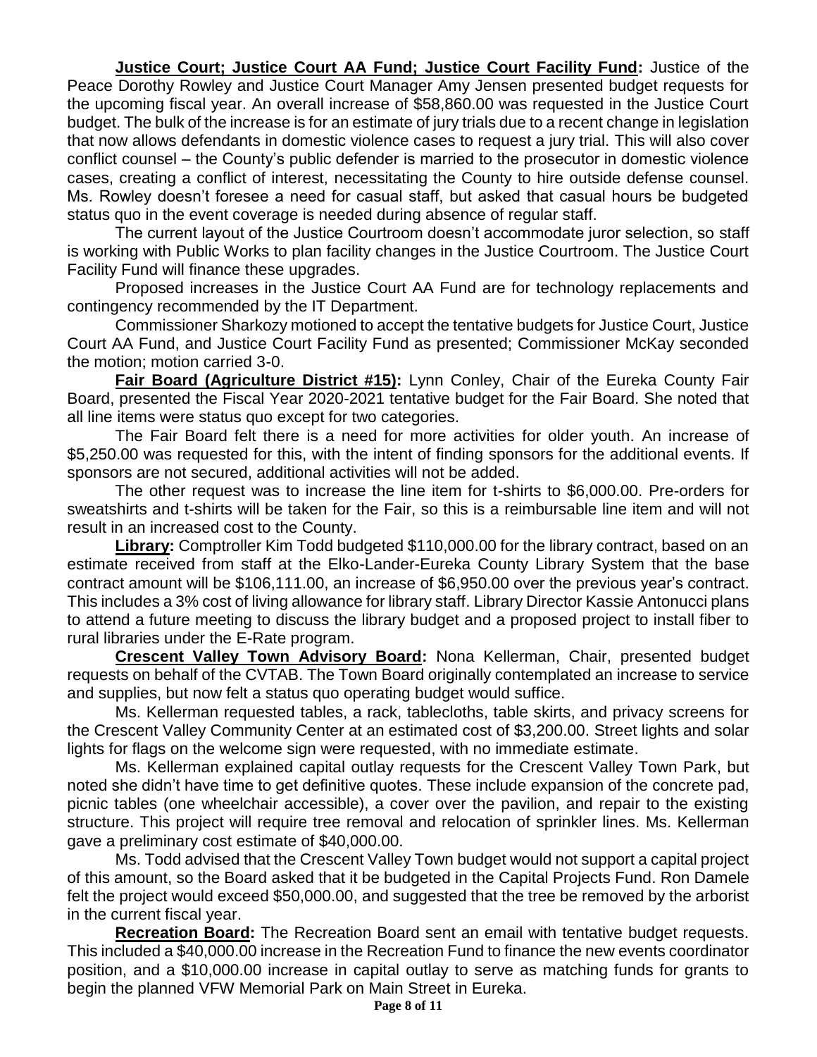**Justice Court; Justice Court AA Fund; Justice Court Facility Fund:** Justice of the Peace Dorothy Rowley and Justice Court Manager Amy Jensen presented budget requests for the upcoming fiscal year. An overall increase of $58,860.00 was requested in the Justice Court budget. The bulk of the increase is for an estimate of jury trials due to a recent change in legislation that now allows defendants in domestic violence cases to request a jury trial. This will also cover conflict counsel – the County's public defender is married to the prosecutor in domestic violence cases, creating a conflict of interest, necessitating the County to hire outside defense counsel. Ms. Rowley doesn't foresee a need for casual staff, but asked that casual hours be budgeted status quo in the event coverage is needed during absence of regular staff.

The current layout of the Justice Courtroom doesn't accommodate juror selection, so staff is working with Public Works to plan facility changes in the Justice Courtroom. The Justice Court Facility Fund will finance these upgrades.

Proposed increases in the Justice Court AA Fund are for technology replacements and contingency recommended by the IT Department.

Commissioner Sharkozy motioned to accept the tentative budgets for Justice Court, Justice Court AA Fund, and Justice Court Facility Fund as presented; Commissioner McKay seconded the motion; motion carried 3-0.

**Fair Board (Agriculture District #15):** Lynn Conley, Chair of the Eureka County Fair Board, presented the Fiscal Year 2020-2021 tentative budget for the Fair Board. She noted that all line items were status quo except for two categories.

The Fair Board felt there is a need for more activities for older youth. An increase of $5,250.00 was requested for this, with the intent of finding sponsors for the additional events. If sponsors are not secured, additional activities will not be added.

The other request was to increase the line item for t-shirts to $6,000.00. Pre-orders for sweatshirts and t-shirts will be taken for the Fair, so this is a reimbursable line item and will not result in an increased cost to the County.

**Library:** Comptroller Kim Todd budgeted $110,000.00 for the library contract, based on an estimate received from staff at the Elko-Lander-Eureka County Library System that the base contract amount will be $106,111.00, an increase of $6,950.00 over the previous year's contract. This includes a 3% cost of living allowance for library staff. Library Director Kassie Antonucci plans to attend a future meeting to discuss the library budget and a proposed project to install fiber to rural libraries under the E-Rate program.

**Crescent Valley Town Advisory Board:** Nona Kellerman, Chair, presented budget requests on behalf of the CVTAB. The Town Board originally contemplated an increase to service and supplies, but now felt a status quo operating budget would suffice.

Ms. Kellerman requested tables, a rack, tablecloths, table skirts, and privacy screens for the Crescent Valley Community Center at an estimated cost of $3,200.00. Street lights and solar lights for flags on the welcome sign were requested, with no immediate estimate.

Ms. Kellerman explained capital outlay requests for the Crescent Valley Town Park, but noted she didn't have time to get definitive quotes. These include expansion of the concrete pad, picnic tables (one wheelchair accessible), a cover over the pavilion, and repair to the existing structure. This project will require tree removal and relocation of sprinkler lines. Ms. Kellerman gave a preliminary cost estimate of $40,000.00.

Ms. Todd advised that the Crescent Valley Town budget would not support a capital project of this amount, so the Board asked that it be budgeted in the Capital Projects Fund. Ron Damele felt the project would exceed $50,000.00, and suggested that the tree be removed by the arborist in the current fiscal year.

**Recreation Board:** The Recreation Board sent an email with tentative budget requests. This included a $40,000.00 increase in the Recreation Fund to finance the new events coordinator position, and a $10,000.00 increase in capital outlay to serve as matching funds for grants to begin the planned VFW Memorial Park on Main Street in Eureka.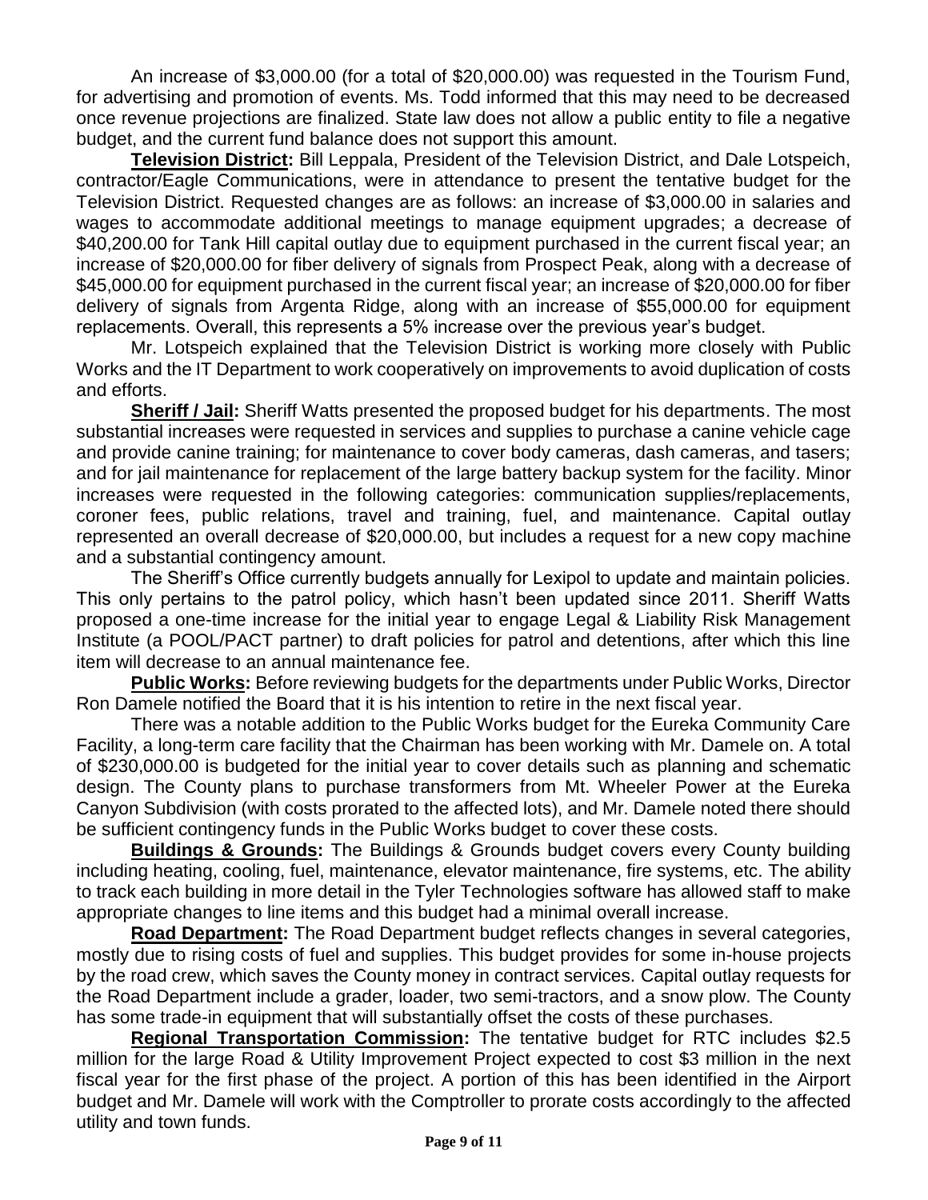An increase of $3,000.00 (for a total of $20,000.00) was requested in the Tourism Fund, for advertising and promotion of events. Ms. Todd informed that this may need to be decreased once revenue projections are finalized. State law does not allow a public entity to file a negative budget, and the current fund balance does not support this amount.

**Television District:** Bill Leppala, President of the Television District, and Dale Lotspeich, contractor/Eagle Communications, were in attendance to present the tentative budget for the Television District. Requested changes are as follows: an increase of $3,000.00 in salaries and wages to accommodate additional meetings to manage equipment upgrades; a decrease of $40,200.00 for Tank Hill capital outlay due to equipment purchased in the current fiscal year; an increase of $20,000.00 for fiber delivery of signals from Prospect Peak, along with a decrease of $45,000.00 for equipment purchased in the current fiscal year; an increase of $20,000.00 for fiber delivery of signals from Argenta Ridge, along with an increase of $55,000.00 for equipment replacements. Overall, this represents a 5% increase over the previous year's budget.

Mr. Lotspeich explained that the Television District is working more closely with Public Works and the IT Department to work cooperatively on improvements to avoid duplication of costs and efforts.

**Sheriff / Jail:** Sheriff Watts presented the proposed budget for his departments. The most substantial increases were requested in services and supplies to purchase a canine vehicle cage and provide canine training; for maintenance to cover body cameras, dash cameras, and tasers; and for jail maintenance for replacement of the large battery backup system for the facility. Minor increases were requested in the following categories: communication supplies/replacements, coroner fees, public relations, travel and training, fuel, and maintenance. Capital outlay represented an overall decrease of $20,000.00, but includes a request for a new copy machine and a substantial contingency amount.

The Sheriff's Office currently budgets annually for Lexipol to update and maintain policies. This only pertains to the patrol policy, which hasn't been updated since 2011. Sheriff Watts proposed a one-time increase for the initial year to engage Legal & Liability Risk Management Institute (a POOL/PACT partner) to draft policies for patrol and detentions, after which this line item will decrease to an annual maintenance fee.

**Public Works:** Before reviewing budgets for the departments under Public Works, Director Ron Damele notified the Board that it is his intention to retire in the next fiscal year.

There was a notable addition to the Public Works budget for the Eureka Community Care Facility, a long-term care facility that the Chairman has been working with Mr. Damele on. A total of $230,000.00 is budgeted for the initial year to cover details such as planning and schematic design. The County plans to purchase transformers from Mt. Wheeler Power at the Eureka Canyon Subdivision (with costs prorated to the affected lots), and Mr. Damele noted there should be sufficient contingency funds in the Public Works budget to cover these costs.

**Buildings & Grounds:** The Buildings & Grounds budget covers every County building including heating, cooling, fuel, maintenance, elevator maintenance, fire systems, etc. The ability to track each building in more detail in the Tyler Technologies software has allowed staff to make appropriate changes to line items and this budget had a minimal overall increase.

**Road Department:** The Road Department budget reflects changes in several categories, mostly due to rising costs of fuel and supplies. This budget provides for some in-house projects by the road crew, which saves the County money in contract services. Capital outlay requests for the Road Department include a grader, loader, two semi-tractors, and a snow plow. The County has some trade-in equipment that will substantially offset the costs of these purchases.

**Regional Transportation Commission:** The tentative budget for RTC includes $2.5 million for the large Road & Utility Improvement Project expected to cost $3 million in the next fiscal year for the first phase of the project. A portion of this has been identified in the Airport budget and Mr. Damele will work with the Comptroller to prorate costs accordingly to the affected utility and town funds.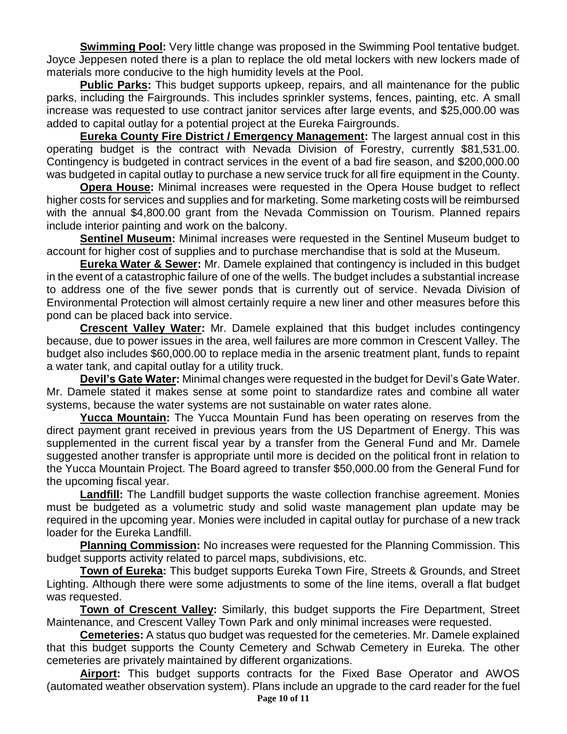**Swimming Pool:** Very little change was proposed in the Swimming Pool tentative budget. Joyce Jeppesen noted there is a plan to replace the old metal lockers with new lockers made of materials more conducive to the high humidity levels at the Pool.

**Public Parks:** This budget supports upkeep, repairs, and all maintenance for the public parks, including the Fairgrounds. This includes sprinkler systems, fences, painting, etc. A small increase was requested to use contract janitor services after large events, and $25,000.00 was added to capital outlay for a potential project at the Eureka Fairgrounds.

**Eureka County Fire District / Emergency Management:** The largest annual cost in this operating budget is the contract with Nevada Division of Forestry, currently $81,531.00. Contingency is budgeted in contract services in the event of a bad fire season, and $200,000.00 was budgeted in capital outlay to purchase a new service truck for all fire equipment in the County.

**Opera House:** Minimal increases were requested in the Opera House budget to reflect higher costs for services and supplies and for marketing. Some marketing costs will be reimbursed with the annual $4,800.00 grant from the Nevada Commission on Tourism. Planned repairs include interior painting and work on the balcony.

**Sentinel Museum:** Minimal increases were requested in the Sentinel Museum budget to account for higher cost of supplies and to purchase merchandise that is sold at the Museum.

**Eureka Water & Sewer:** Mr. Damele explained that contingency is included in this budget in the event of a catastrophic failure of one of the wells. The budget includes a substantial increase to address one of the five sewer ponds that is currently out of service. Nevada Division of Environmental Protection will almost certainly require a new liner and other measures before this pond can be placed back into service.

**Crescent Valley Water:** Mr. Damele explained that this budget includes contingency because, due to power issues in the area, well failures are more common in Crescent Valley. The budget also includes $60,000.00 to replace media in the arsenic treatment plant, funds to repaint a water tank, and capital outlay for a utility truck.

**Devil's Gate Water:** Minimal changes were requested in the budget for Devil's Gate Water. Mr. Damele stated it makes sense at some point to standardize rates and combine all water systems, because the water systems are not sustainable on water rates alone.

**Yucca Mountain:** The Yucca Mountain Fund has been operating on reserves from the direct payment grant received in previous years from the US Department of Energy. This was supplemented in the current fiscal year by a transfer from the General Fund and Mr. Damele suggested another transfer is appropriate until more is decided on the political front in relation to the Yucca Mountain Project. The Board agreed to transfer $50,000.00 from the General Fund for the upcoming fiscal year.

**Landfill:** The Landfill budget supports the waste collection franchise agreement. Monies must be budgeted as a volumetric study and solid waste management plan update may be required in the upcoming year. Monies were included in capital outlay for purchase of a new track loader for the Eureka Landfill.

**Planning Commission:** No increases were requested for the Planning Commission. This budget supports activity related to parcel maps, subdivisions, etc.

**Town of Eureka:** This budget supports Eureka Town Fire, Streets & Grounds, and Street Lighting. Although there were some adjustments to some of the line items, overall a flat budget was requested.

**Town of Crescent Valley:** Similarly, this budget supports the Fire Department, Street Maintenance, and Crescent Valley Town Park and only minimal increases were requested.

**Cemeteries:** A status quo budget was requested for the cemeteries. Mr. Damele explained that this budget supports the County Cemetery and Schwab Cemetery in Eureka. The other cemeteries are privately maintained by different organizations.

**Airport:** This budget supports contracts for the Fixed Base Operator and AWOS (automated weather observation system). Plans include an upgrade to the card reader for the fuel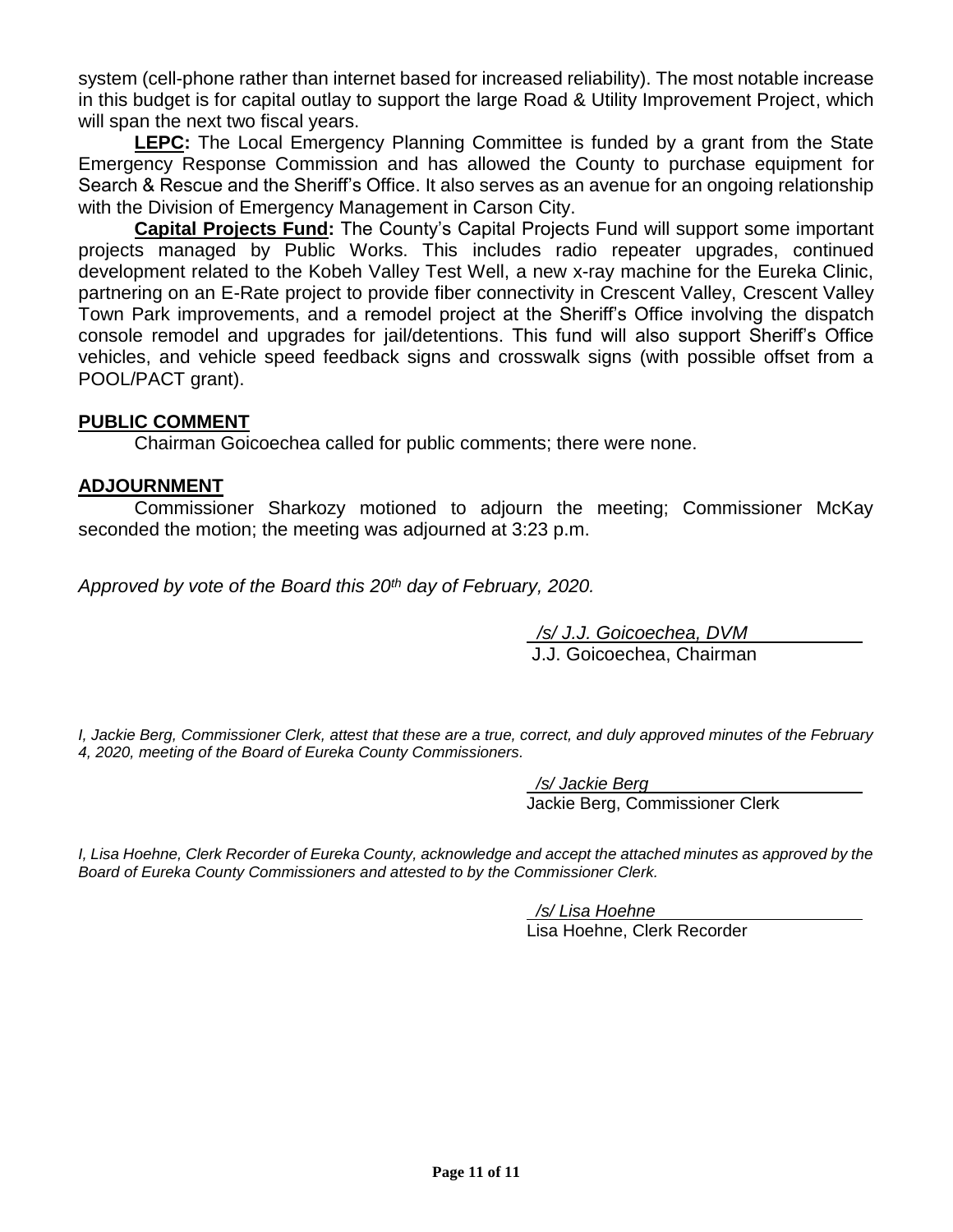system (cell-phone rather than internet based for increased reliability). The most notable increase in this budget is for capital outlay to support the large Road & Utility Improvement Project, which will span the next two fiscal years.

**LEPC:** The Local Emergency Planning Committee is funded by a grant from the State Emergency Response Commission and has allowed the County to purchase equipment for Search & Rescue and the Sheriff's Office. It also serves as an avenue for an ongoing relationship with the Division of Emergency Management in Carson City.

**Capital Projects Fund:** The County's Capital Projects Fund will support some important projects managed by Public Works. This includes radio repeater upgrades, continued development related to the Kobeh Valley Test Well, a new x-ray machine for the Eureka Clinic, partnering on an E-Rate project to provide fiber connectivity in Crescent Valley, Crescent Valley Town Park improvements, and a remodel project at the Sheriff's Office involving the dispatch console remodel and upgrades for jail/detentions. This fund will also support Sheriff's Office vehicles, and vehicle speed feedback signs and crosswalk signs (with possible offset from a POOL/PACT grant).

## PUBLIC COMMENT

Chairman Goicoechea called for public comments; there were none.

## ADJOURNMENT

Commissioner Sharkozy motioned to adjourn the meeting; Commissioner McKay seconded the motion; the meeting was adjourned at 3:23 p.m.

*Approved by vote of the Board this 20th day of February, 2020.*

*/s/ J.J. Goicoechea, DVM*
J.J. Goicoechea, Chairman

*I, Jackie Berg, Commissioner Clerk, attest that these are a true, correct, and duly approved minutes of the February 4, 2020, meeting of the Board of Eureka County Commissioners.*

*/s/ Jackie Berg*
Jackie Berg, Commissioner Clerk

*I, Lisa Hoehne, Clerk Recorder of Eureka County, acknowledge and accept the attached minutes as approved by the Board of Eureka County Commissioners and attested to by the Commissioner Clerk.*

*/s/ Lisa Hoehne*
Lisa Hoehne, Clerk Recorder